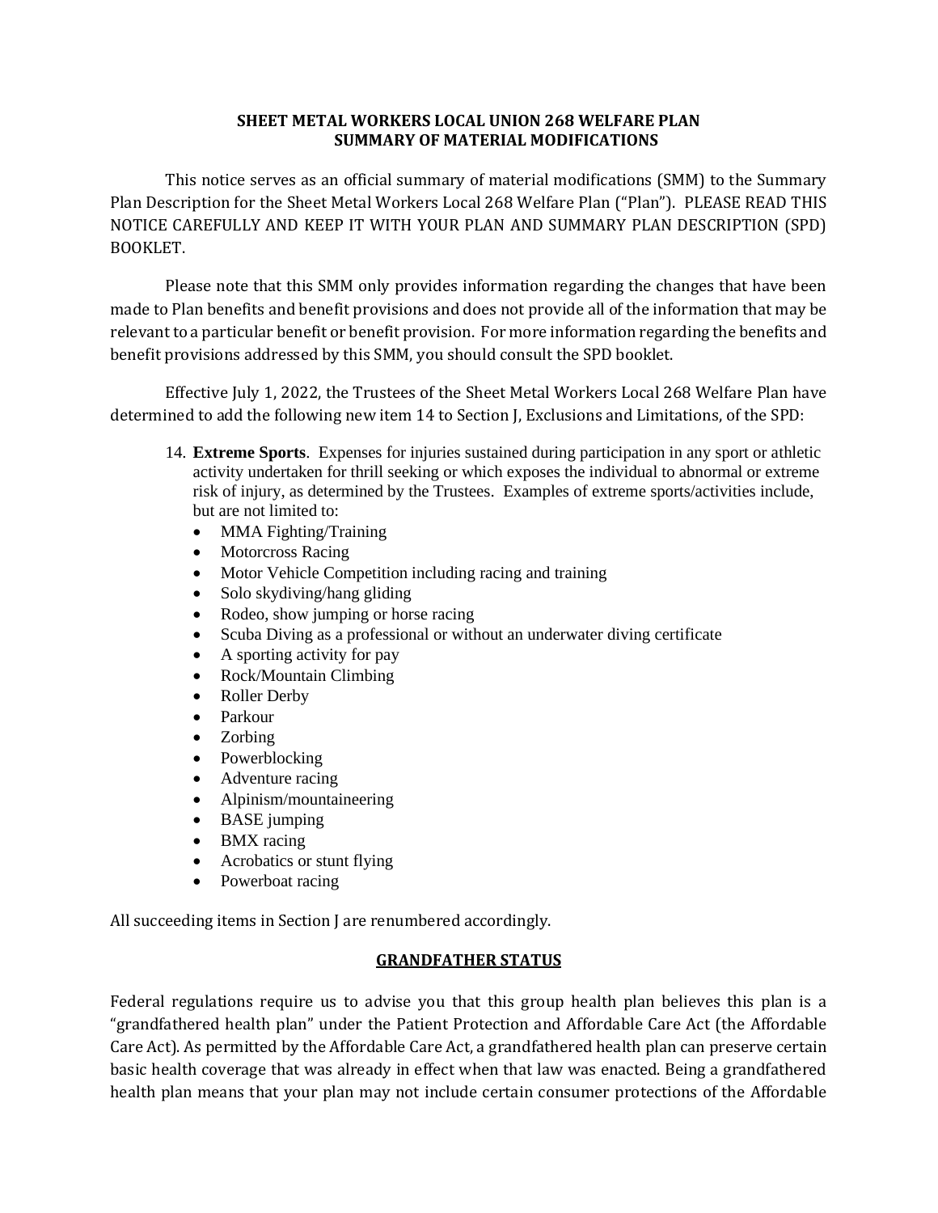# SHEET METAL WORKERS LOCAL UNION 268 WELFARE PLAN
## SUMMARY OF MATERIAL MODIFICATIONS

This notice serves as an official summary of material modifications (SMM) to the Summary Plan Description for the Sheet Metal Workers Local 268 Welfare Plan ("Plan"). PLEASE READ THIS NOTICE CAREFULLY AND KEEP IT WITH YOUR PLAN AND SUMMARY PLAN DESCRIPTION (SPD) BOOKLET.

Please note that this SMM only provides information regarding the changes that have been made to Plan benefits and benefit provisions and does not provide all of the information that may be relevant to a particular benefit or benefit provision. For more information regarding the benefits and benefit provisions addressed by this SMM, you should consult the SPD booklet.

Effective July 1, 2022, the Trustees of the Sheet Metal Workers Local 268 Welfare Plan have determined to add the following new item 14 to Section J, Exclusions and Limitations, of the SPD:

14. **Extreme Sports**. Expenses for injuries sustained during participation in any sport or athletic activity undertaken for thrill seeking or which exposes the individual to abnormal or extreme risk of injury, as determined by the Trustees. Examples of extreme sports/activities include, but are not limited to:
    - MMA Fighting/Training
    - Motorcross Racing
    - Motor Vehicle Competition including racing and training
    - Solo skydiving/hang gliding
    - Rodeo, show jumping or horse racing
    - Scuba Diving as a professional or without an underwater diving certificate
    - A sporting activity for pay
    - Rock/Mountain Climbing
    - Roller Derby
    - Parkour
    - Zorbing
    - Powerblocking
    - Adventure racing
    - Alpinism/mountaineering
    - BASE jumping
    - BMX racing
    - Acrobatics or stunt flying
    - Powerboat racing

All succeeding items in Section J are renumbered accordingly.

## GRANDFATHER STATUS

Federal regulations require us to advise you that this group health plan believes this plan is a "grandfathered health plan" under the Patient Protection and Affordable Care Act (the Affordable Care Act). As permitted by the Affordable Care Act, a grandfathered health plan can preserve certain basic health coverage that was already in effect when that law was enacted. Being a grandfathered health plan means that your plan may not include certain consumer protections of the Affordable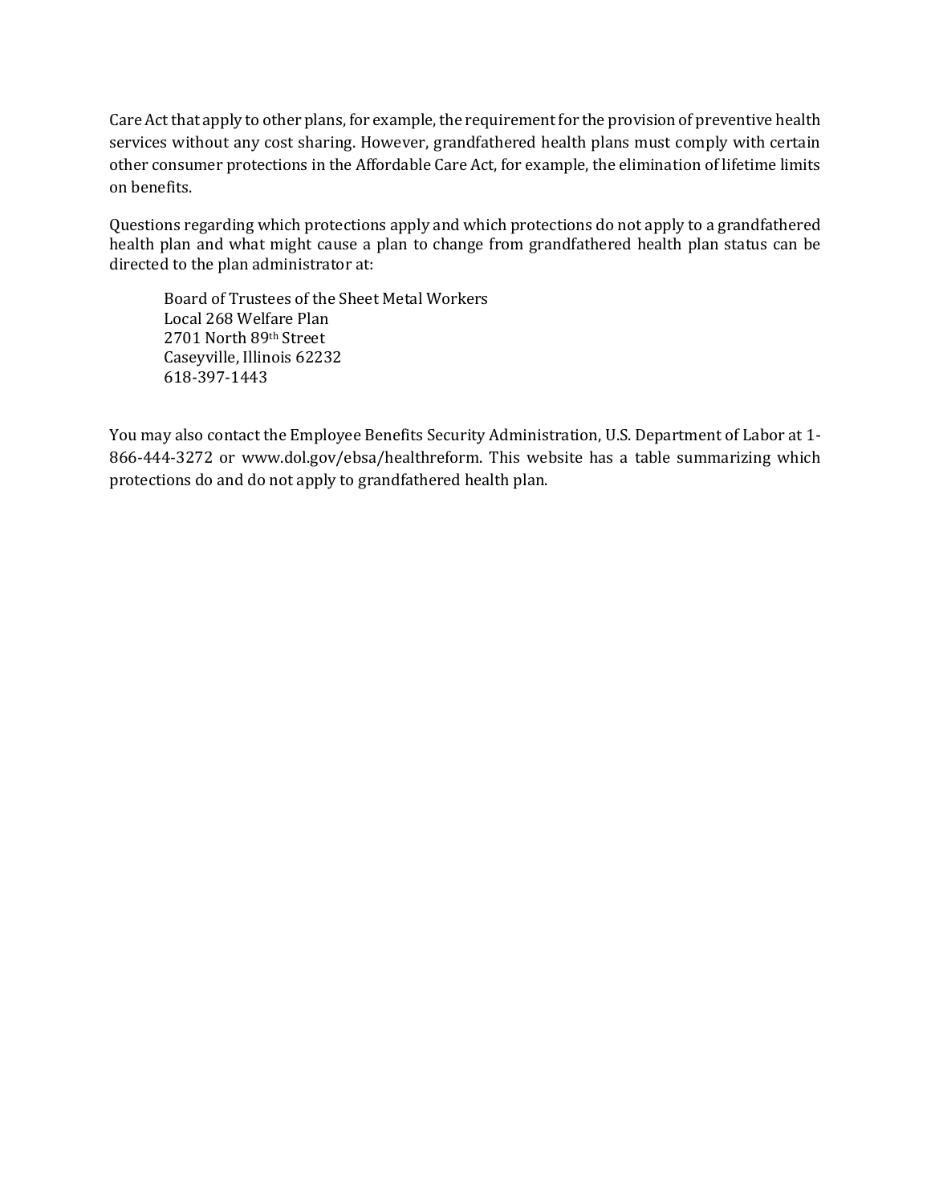Care Act that apply to other plans, for example, the requirement for the provision of preventive health services without any cost sharing. However, grandfathered health plans must comply with certain other consumer protections in the Affordable Care Act, for example, the elimination of lifetime limits on benefits.

Questions regarding which protections apply and which protections do not apply to a grandfathered health plan and what might cause a plan to change from grandfathered health plan status can be directed to the plan administrator at:

> Board of Trustees of the Sheet Metal Workers
> Local 268 Welfare Plan
> 2701 North 89th Street
> Caseyville, Illinois 62232
> 618-397-1443

You may also contact the Employee Benefits Security Administration, U.S. Department of Labor at 1-866-444-3272 or www.dol.gov/ebsa/healthreform. This website has a table summarizing which protections do and do not apply to grandfathered health plan.